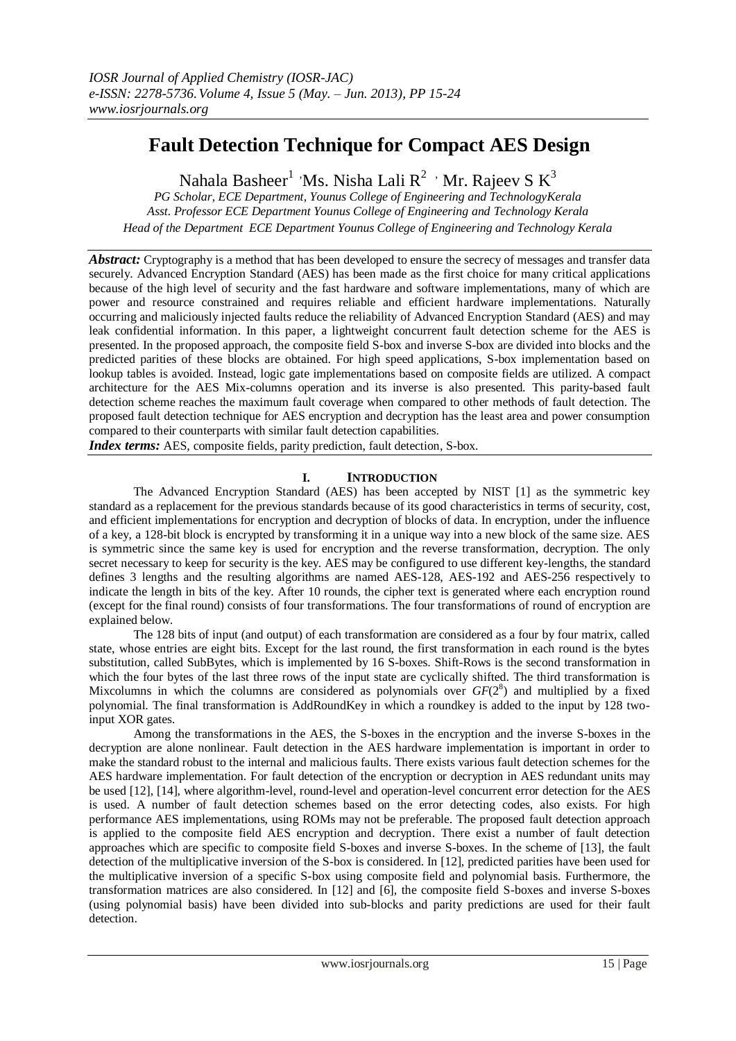# Fault Detection Technique for Compact AES Design

Nahala Basheer[1], Ms. Nisha Lali R[2], Mr. Rajeev S K[3]

*PG Scholar, ECE Department, Younus College of Engineering and TechnologyKerala*
*Asst. Professor ECE Department Younus College of Engineering and Technology Kerala*
*Head of the Department ECE Department Younus College of Engineering and Technology Kerala*

***Abstract:*** Cryptography is a method that has been developed to ensure the secrecy of messages and transfer data securely. Advanced Encryption Standard (AES) has been made as the first choice for many critical applications because of the high level of security and the fast hardware and software implementations, many of which are power and resource constrained and requires reliable and efficient hardware implementations. Naturally occurring and maliciously injected faults reduce the reliability of Advanced Encryption Standard (AES) and may leak confidential information. In this paper, a lightweight concurrent fault detection scheme for the AES is presented. In the proposed approach, the composite field S-box and inverse S-box are divided into blocks and the predicted parities of these blocks are obtained. For high speed applications, S-box implementation based on lookup tables is avoided. Instead, logic gate implementations based on composite fields are utilized. A compact architecture for the AES Mix-columns operation and its inverse is also presented. This parity-based fault detection scheme reaches the maximum fault coverage when compared to other methods of fault detection. The proposed fault detection technique for AES encryption and decryption has the least area and power consumption compared to their counterparts with similar fault detection capabilities.

***Index terms:*** AES, composite fields, parity prediction, fault detection, S-box.

## I. INTRODUCTION

The Advanced Encryption Standard (AES) has been accepted by NIST [1] as the symmetric key standard as a replacement for the previous standards because of its good characteristics in terms of security, cost, and efficient implementations for encryption and decryption of blocks of data. In encryption, under the influence of a key, a 128-bit block is encrypted by transforming it in a unique way into a new block of the same size. AES is symmetric since the same key is used for encryption and the reverse transformation, decryption. The only secret necessary to keep for security is the key. AES may be configured to use different key-lengths, the standard defines 3 lengths and the resulting algorithms are named AES-128, AES-192 and AES-256 respectively to indicate the length in bits of the key. After 10 rounds, the cipher text is generated where each encryption round (except for the final round) consists of four transformations. The four transformations of round of encryption are explained below.

The 128 bits of input (and output) of each transformation are considered as a four by four matrix, called state, whose entries are eight bits. Except for the last round, the first transformation in each round is the bytes substitution, called SubBytes, which is implemented by 16 S-boxes. Shift-Rows is the second transformation in which the four bytes of the last three rows of the input state are cyclically shifted. The third transformation is Mixcolumns in which the columns are considered as polynomials over $GF(2^8)$ and multiplied by a fixed polynomial. The final transformation is AddRoundKey in which a roundkey is added to the input by 128 two-input XOR gates.

Among the transformations in the AES, the S-boxes in the encryption and the inverse S-boxes in the decryption are alone nonlinear. Fault detection in the AES hardware implementation is important in order to make the standard robust to the internal and malicious faults. There exists various fault detection schemes for the AES hardware implementation. For fault detection of the encryption or decryption in AES redundant units may be used [12], [14], where algorithm-level, round-level and operation-level concurrent error detection for the AES is used. A number of fault detection schemes based on the error detecting codes, also exists. For high performance AES implementations, using ROMs may not be preferable. The proposed fault detection approach is applied to the composite field AES encryption and decryption. There exist a number of fault detection approaches which are specific to composite field S-boxes and inverse S-boxes. In the scheme of [13], the fault detection of the multiplicative inversion of the S-box is considered. In [12], predicted parities have been used for the multiplicative inversion of a specific S-box using composite field and polynomial basis. Furthermore, the transformation matrices are also considered. In [12] and [6], the composite field S-boxes and inverse S-boxes (using polynomial basis) have been divided into sub-blocks and parity predictions are used for their fault detection.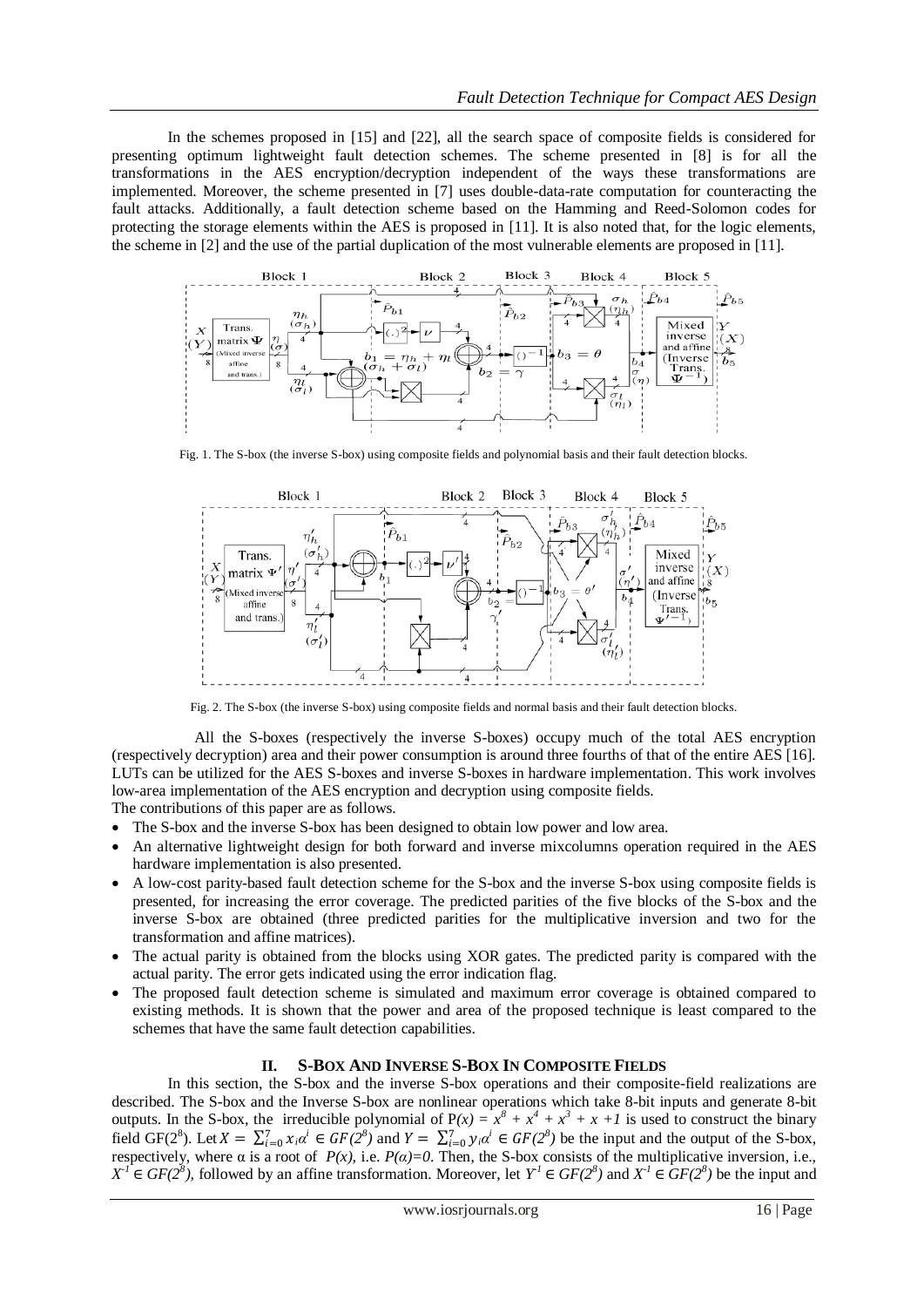In the schemes proposed in [15] and [22], all the search space of composite fields is considered for presenting optimum lightweight fault detection schemes. The scheme presented in [8] is for all the transformations in the AES encryption/decryption independent of the ways these transformations are implemented. Moreover, the scheme presented in [7] uses double-data-rate computation for counteracting the fault attacks. Additionally, a fault detection scheme based on the Hamming and Reed-Solomon codes for protecting the storage elements within the AES is proposed in [11]. It is also noted that, for the logic elements, the scheme in [2] and the use of the partial duplication of the most vulnerable elements are proposed in [11].

Fig. 1. The S-box (the inverse S-box) using composite fields and polynomial basis and their fault detection blocks.

Fig. 2. The S-box (the inverse S-box) using composite fields and normal basis and their fault detection blocks.

All the S-boxes (respectively the inverse S-boxes) occupy much of the total AES encryption (respectively decryption) area and their power consumption is around three fourths of that of the entire AES [16]. LUTs can be utilized for the AES S-boxes and inverse S-boxes in hardware implementation. This work involves low-area implementation of the AES encryption and decryption using composite fields.

The contributions of this paper are as follows.

- The S-box and the inverse S-box has been designed to obtain low power and low area.
- An alternative lightweight design for both forward and inverse mixcolumns operation required in the AES hardware implementation is also presented.
- A low-cost parity-based fault detection scheme for the S-box and the inverse S-box using composite fields is presented, for increasing the error coverage. The predicted parities of the five blocks of the S-box and the inverse S-box are obtained (three predicted parities for the multiplicative inversion and two for the transformation and affine matrices).
- The actual parity is obtained from the blocks using XOR gates. The predicted parity is compared with the actual parity. The error gets indicated using the error indication flag.
- The proposed fault detection scheme is simulated and maximum error coverage is obtained compared to existing methods. It is shown that the power and area of the proposed technique is least compared to the schemes that have the same fault detection capabilities.

## II. S-BOX AND INVERSE S-BOX IN COMPOSITE FIELDS

In this section, the S-box and the inverse S-box operations and their composite-field realizations are described. The S-box and the Inverse S-box are nonlinear operations which take 8-bit inputs and generate 8-bit outputs. In the S-box, the irreducible polynomial of $P(x) = x^8 + x^4 + x^3 + x + 1$ is used to construct the binary field $GF(2^8)$. Let $X = \sum_{i=0}^{7} x_i\alpha^i \in GF(2^8)$ and $Y = \sum_{i=0}^{7} y_i\alpha^i \in GF(2^8)$ be the input and the output of the S-box, respectively, where α is a root of $P(x)$, i.e. $P(\alpha)=0$. Then, the S-box consists of the multiplicative inversion, i.e., $X^{-1} \in GF(2^8)$, followed by an affine transformation. Moreover, let $Y^{1} \in GF(2^8)$ and $X^{-1} \in GF(2^8)$ be the input and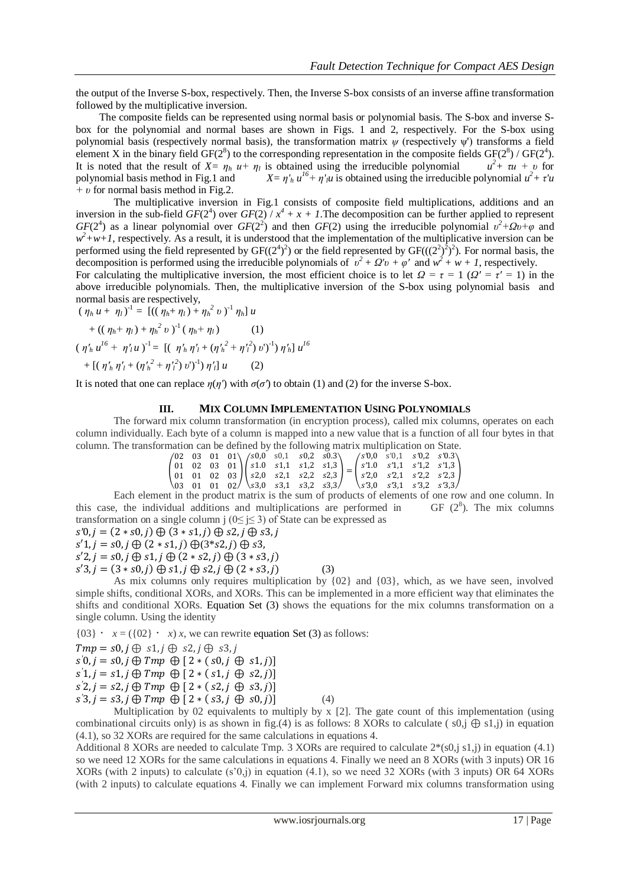the output of the Inverse S-box, respectively. Then, the Inverse S-box consists of an inverse affine transformation followed by the multiplicative inversion.

The composite fields can be represented using normal basis or polynomial basis. The S-box and inverse S-box for the polynomial and normal bases are shown in Figs. 1 and 2, respectively. For the S-box using polynomial basis (respectively normal basis), the transformation matrix $\psi$ (respectively $\psi'$) transforms a field element X in the binary field $GF(2^8)$ to the corresponding representation in the composite fields $GF(2^8) / GF(2^4)$. It is noted that the result of $X = \eta_h\, u + \eta_l$ is obtained using the irreducible polynomial $u^2 + \tau u + \upsilon$ for polynomial basis method in Fig.1 and $X = \eta'_h\, u^{16} + \eta'_l u$ is obtained using the irreducible polynomial $u^2 + \tau' u + \upsilon$ for normal basis method in Fig.2.

The multiplicative inversion in Fig.1 consists of composite field multiplications, additions and an inversion in the sub-field $GF(2^4)$ over $GF(2) / x^4 + x + 1$. The decomposition can be further applied to represent $GF(2^4)$ as a linear polynomial over $GF(2^2)$ and then $GF(2)$ using the irreducible polynomial $v^2 + \Omega v + \varphi$ and $w^2 + w + 1$, respectively. As a result, it is understood that the implementation of the multiplicative inversion can be performed using the field represented by $GF((2^4)^2)$ or the field represented by $GF(((2^2)^2)^2)$. For normal basis, the decomposition is performed using the irreducible polynomials of $v^2 + \Omega' v + \varphi'$ and $w^2 + w + 1$, respectively.

For calculating the multiplicative inversion, the most efficient choice is to let $\Omega = \tau = 1$ ($\Omega' = \tau' = 1$) in the above irreducible polynomials. Then, the multiplicative inversion of the S-box using polynomial basis and normal basis are respectively,

$$(\eta_h\, u + \eta_l)^{-1} = [((\eta_h + \eta_l) + \eta_h^2\, \upsilon)^{-1}\, \eta_h]\, u + ((\eta_h + \eta_l) + \eta_h^2\, \upsilon)^{-1}\, (\eta_h + \eta_l) \quad (1)$$

$$(\eta'_h\, u^{16} + \eta'_l\, u)^{-1} = [(\eta'_h\, \eta'_l + (\eta'^2_h + \eta'^2_l)\, \upsilon')^{-1})\, \eta'_h]\, u^{16} + [(\eta'_h\, \eta'_l + (\eta'^2_h + \eta'^2_l)\, \upsilon')^{-1})\, \eta'_l]\, u \quad (2)$$

It is noted that one can replace $\eta(\eta')$ with $\sigma(\sigma')$ to obtain (1) and (2) for the inverse S-box.

## III. MIX COLUMN IMPLEMENTATION USING POLYNOMIALS

The forward mix column transformation (in encryption process), called mix columns, operates on each column individually. Each byte of a column is mapped into a new value that is a function of all four bytes in that column. The transformation can be defined by the following matrix multiplication on State.

$$\begin{pmatrix} 02 & 03 & 01 & 01 \\ 01 & 02 & 03 & 01 \\ 01 & 01 & 02 & 03 \\ 03 & 01 & 01 & 02 \end{pmatrix} \begin{pmatrix} s0{,}0 & s0{,}1 & s0{,}2 & s0.3 \\ s1.0 & s1{,}1 & s1{,}2 & s1{,}3 \\ s2{,}0 & s2{,}1 & s2{,}2 & s2{,}3 \\ s3{,}0 & s3{,}1 & s3{,}2 & s3{,}3 \end{pmatrix} = \begin{pmatrix} s'0{,}0 & s'0{,}1 & s'0{,}2 & s'0.3 \\ s'1.0 & s'1{,}1 & s'1{,}2 & s'1{,}3 \\ s'2{,}0 & s'2{,}1 & s'2{,}2 & s'2{,}3 \\ s'3{,}0 & s'3{,}1 & s'3{,}2 & s'3{,}3 \end{pmatrix}$$

Each element in the product matrix is the sum of products of elements of one row and one column. In this case, the individual additions and multiplications are performed in GF $(2^8)$. The mix columns transformation on a single column j $(0 \leq j \leq 3)$ of State can be expressed as

$$\begin{aligned}
s'0,j &= (2 * s0,j) \oplus (3 * s1,j) \oplus s2,j \oplus s3,j \\
s'1,j &= s0,j \oplus (2 * s1,j) \oplus (3 * s2,j) \oplus s3, \\
s'2,j &= s0,j \oplus s1,j \oplus (2 * s2,j) \oplus (3 * s3,j) \\
s'3,j &= (3 * s0,j) \oplus s1,j \oplus s2,j \oplus (2 * s3,j) \quad (3)
\end{aligned}$$

As mix columns only requires multiplication by {02} and {03}, which, as we have seen, involved simple shifts, conditional XORs, and XORs. This can be implemented in a more efficient way that eliminates the shifts and conditional XORs. Equation Set (3) shows the equations for the mix columns transformation on a single column. Using the identity

$\{03\} \cdot x = (\{02\} \cdot x)\, x$, we can rewrite equation Set (3) as follows:

$$\begin{aligned}
Tmp &= s0,j \oplus s1,j \oplus s2,j \oplus s3,j \\
s'0,j &= s0,j \oplus Tmp \oplus [2 * (s0,j \oplus s1,j)] \\
s'1,j &= s1,j \oplus Tmp \oplus [2 * (s1,j \oplus s2,j)] \\
s'2,j &= s2,j \oplus Tmp \oplus [2 * (s2,j \oplus s3,j)] \\
s'3,j &= s3,j \oplus Tmp \oplus [2 * (s3,j \oplus s0,j)] \quad (4)
\end{aligned}$$

Multiplication by 02 equivalents to multiply by x [2]. The gate count of this implementation (using combinational circuits only) is as shown in fig.(4) is as follows: 8 XORs to calculate $(s0,j \oplus s1,j)$ in equation (4.1), so 32 XORs are required for the same calculations in equations 4.

Additional 8 XORs are needed to calculate Tmp. 3 XORs are required to calculate 2*(s0,j s1,j) in equation (4.1) so we need 12 XORs for the same calculations in equations 4. Finally we need an 8 XORs (with 3 inputs) OR 16 XORs (with 2 inputs) to calculate (s'0,j) in equation (4.1), so we need 32 XORs (with 3 inputs) OR 64 XORs (with 2 inputs) to calculate equations 4. Finally we can implement Forward mix columns transformation using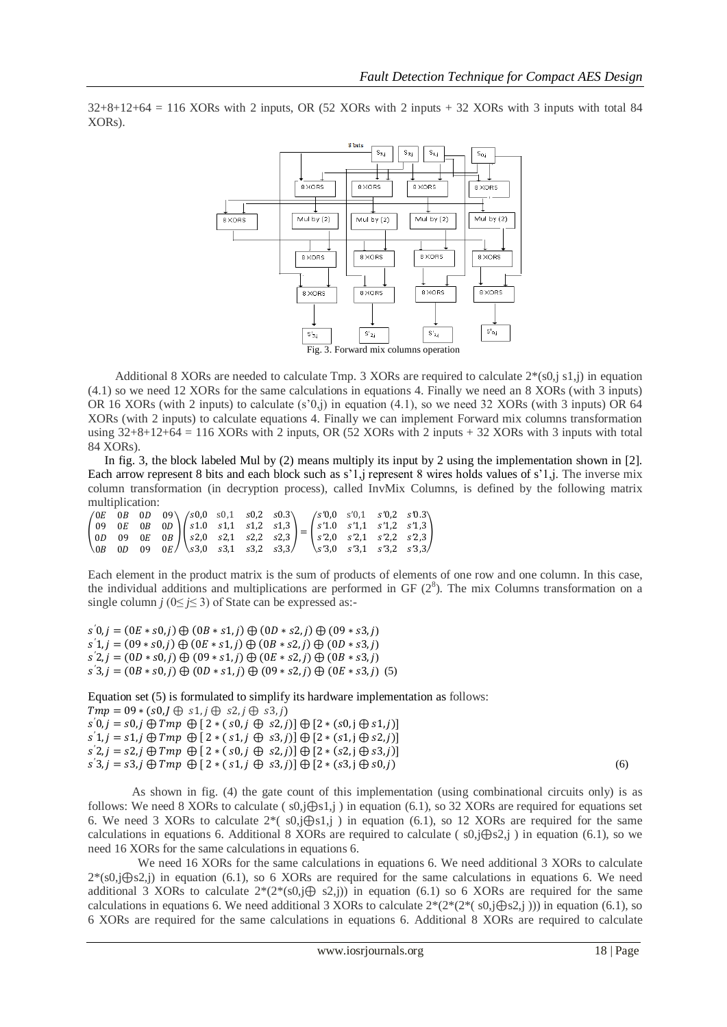32+8+12+64 = 116 XORs with 2 inputs, OR (52 XORs with 2 inputs + 32 XORs with 3 inputs with total 84 XORs).

Fig. 3. Forward mix columns operation

Additional 8 XORs are needed to calculate Tmp. 3 XORs are required to calculate $2*(s0,j\ s1,j)$ in equation (4.1) so we need 12 XORs for the same calculations in equations 4. Finally we need an 8 XORs (with 3 inputs) OR 16 XORs (with 2 inputs) to calculate $(s'0,j)$ in equation (4.1), so we need 32 XORs (with 3 inputs) OR 64 XORs (with 2 inputs) to calculate equations 4. Finally we can implement Forward mix columns transformation using 32+8+12+64 = 116 XORs with 2 inputs, OR (52 XORs with 2 inputs + 32 XORs with 3 inputs with total 84 XORs).

In fig. 3, the block labeled Mul by (2) means multiply its input by 2 using the implementation shown in [2]. Each arrow represent 8 bits and each block such as s'1,j represent 8 wires holds values of s'1,j. The inverse mix column transformation (in decryption process), called InvMix Columns, is defined by the following matrix multiplication:

$$\begin{pmatrix} 0E & 0B & 0D & 09 \\ 09 & 0E & 0B & 0D \\ 0D & 09 & 0E & 0B \\ 0B & 0D & 09 & 0E \end{pmatrix} \begin{pmatrix} s0,0 & s0,1 & s0,2 & s0.3 \\ s1.0 & s1,1 & s1,2 & s1,3 \\ s2,0 & s2,1 & s2,2 & s2,3 \\ s3,0 & s3,1 & s3,2 & s3,3 \end{pmatrix} = \begin{pmatrix} s'0,0 & s'0,1 & s'0,2 & s'0.3 \\ s'1.0 & s'1,1 & s'1,2 & s'1,3 \\ s'2,0 & s'2,1 & s'2,2 & s'2,3 \\ s'3,0 & s'3,1 & s'3,2 & s'3,3 \end{pmatrix}$$

Each element in the product matrix is the sum of products of elements of one row and one column. In this case, the individual additions and multiplications are performed in GF $(2^8)$. The mix Columns transformation on a single column $j$ ($0 \leq j \leq 3$) of State can be expressed as:-

$$s'0,j = (0E * s0,j) \oplus (0B * s1,j) \oplus (0D * s2,j) \oplus (09 * s3,j)$$
$$s'1,j = (09 * s0,j) \oplus (0E * s1,j) \oplus (0B * s2,j) \oplus (0D * s3,j)$$
$$s'2,j = (0D * s0,j) \oplus (09 * s1,j) \oplus (0E * s2,j) \oplus (0B * s3,j)$$
$$s'3,j = (0B * s0,j) \oplus (0D * s1,j) \oplus (09 * s2,j) \oplus (0E * s3,j) \quad (5)$$

Equation set (5) is formulated to simplify its hardware implementation as follows:

$$Tmp = 09 * (s0,J \oplus s1,j \oplus s2,j \oplus s3,j)$$
$$s'0,j = s0,j \oplus Tmp \oplus [2 * (s0,j \oplus s2,j)] \oplus [2 * (s0,j \oplus s1,j)]$$
$$s'1,j = s1,j \oplus Tmp \oplus [2 * (s1,j \oplus s3,j)] \oplus [2 * (s1,j \oplus s2,j)]$$
$$s'2,j = s2,j \oplus Tmp \oplus [2 * (s0,j \oplus s2,j)] \oplus [2 * (s2,j \oplus s3,j)]$$
$$s'3,j = s3,j \oplus Tmp \oplus [2 * (s1,j \oplus s3,j)] \oplus [2 * (s3,j \oplus s0,j)] \quad (6)$$

As shown in fig. (4) the gate count of this implementation (using combinational circuits only) is as follows: We need 8 XORs to calculate ( $s0,j \oplus s1,j$ ) in equation (6.1), so 32 XORs are required for equations set 6. We need 3 XORs to calculate $2*(s0,j \oplus s1,j)$ in equation (6.1), so 12 XORs are required for the same calculations in equations 6. Additional 8 XORs are required to calculate ( $s0,j \oplus s2,j$ ) in equation (6.1), so we need 16 XORs for the same calculations in equations 6.

We need 16 XORs for the same calculations in equations 6. We need additional 3 XORs to calculate $2*(s0,j \oplus s2,j)$ in equation (6.1), so 6 XORs are required for the same calculations in equations 6. We need additional 3 XORs to calculate $2*(2*(s0,j \oplus s2,j))$ in equation (6.1) so 6 XORs are required for the same calculations in equations 6. We need additional 3 XORs to calculate $2*(2*(2*(s0,j \oplus s2,j)))$ in equation (6.1), so 6 XORs are required for the same calculations in equations 6. Additional 8 XORs are required to calculate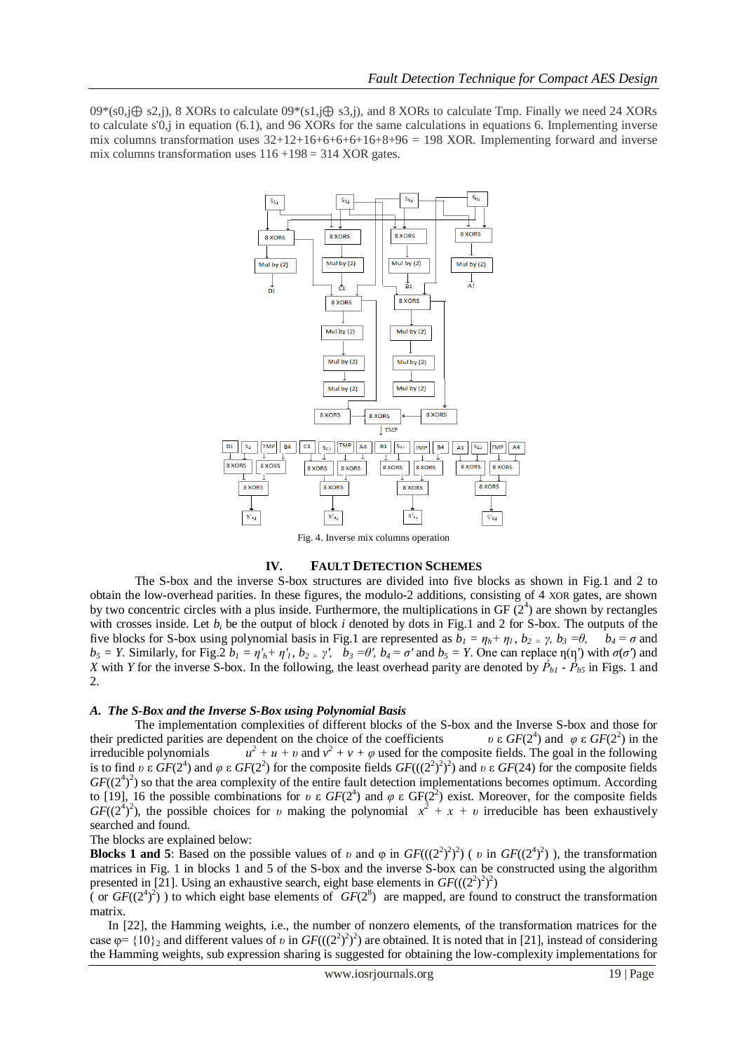09*(s0,j⨁ s2,j), 8 XORs to calculate 09*(s1,j⨁ s3,j), and 8 XORs to calculate Tmp. Finally we need 24 XORs to calculate s'0,j in equation (6.1), and 96 XORs for the same calculations in equations 6. Implementing inverse mix columns transformation uses 32+12+16+6+6+6+16+8+96 = 198 XOR. Implementing forward and inverse mix columns transformation uses 116 +198 = 314 XOR gates.

Fig. 4. Inverse mix columns operation

## IV. FAULT DETECTION SCHEMES

The S-box and the inverse S-box structures are divided into five blocks as shown in Fig.1 and 2 to obtain the low-overhead parities. In these figures, the modulo-2 additions, consisting of 4 XOR gates, are shown by two concentric circles with a plus inside. Furthermore, the multiplications in GF $(2^4)$ are shown by rectangles with crosses inside. Let $b_i$ be the output of block $i$ denoted by dots in Fig.1 and 2 for S-box. The outputs of the five blocks for S-box using polynomial basis in Fig.1 are represented as $b_1 = \eta_h + \eta_l$ , $b_2 = \gamma$, $b_3 = \theta$, $b_4 = \sigma$ and $b_5 = Y$. Similarly, for Fig.2 $b_1 = \eta'_h + \eta'_l$ , $b_2 = \gamma'$, $b_3 = \theta'$, $b_4 = \sigma'$ and $b_5 = Y$. One can replace $\eta(\eta')$ with $\sigma(\sigma')$ and $X$ with $Y$ for the inverse S-box. In the following, the least overhead parity are denoted by $\acute{P}_{b1}$ - $\acute{P}_{b5}$ in Figs. 1 and 2.

### *A. The S-Box and the Inverse S-Box using Polynomial Basis*

The implementation complexities of different blocks of the S-box and the Inverse S-box and those for their predicted parities are dependent on the choice of the coefficients $\upsilon \in GF(2^4)$ and $\varphi \in GF(2^2)$ in the irreducible polynomials $u^2 + u + \upsilon$ and $v^2 + v + \varphi$ used for the composite fields. The goal in the following is to find $\upsilon \in GF(2^4)$ and $\varphi \in GF(2^2)$ for the composite fields $GF(((2^2)^2)^2)$ and $\upsilon \in GF(24)$ for the composite fields $GF((2^4)^2)$ so that the area complexity of the entire fault detection implementations becomes optimum. According to [19], 16 the possible combinations for $\upsilon \in GF(2^4)$ and $\varphi \in GF(2^2)$ exist. Moreover, for the composite fields $GF((2^4)^2)$, the possible choices for $\upsilon$ making the polynomial $x^2 + x + \upsilon$ irreducible has been exhaustively searched and found.

The blocks are explained below:

**Blocks 1 and 5**: Based on the possible values of $\upsilon$ and $\varphi$ in $GF(((2^2)^2)^2)$ ( $\upsilon$ in $GF((2^4)^2)$ ), the transformation matrices in Fig. 1 in blocks 1 and 5 of the S-box and the inverse S-box can be constructed using the algorithm presented in [21]. Using an exhaustive search, eight base elements in $GF(((2^2)^2)^2)$ ( or $GF((2^4)^2)$ ) to which eight base elements of $GF(2^8)$ are mapped, are found to construct the transformation matrix.

In [22], the Hamming weights, i.e., the number of nonzero elements, of the transformation matrices for the case $\varphi = \{10\}_2$ and different values of $\upsilon$ in $GF(((2^2)^2)^2)$ are obtained. It is noted that in [21], instead of considering the Hamming weights, sub expression sharing is suggested for obtaining the low-complexity implementations for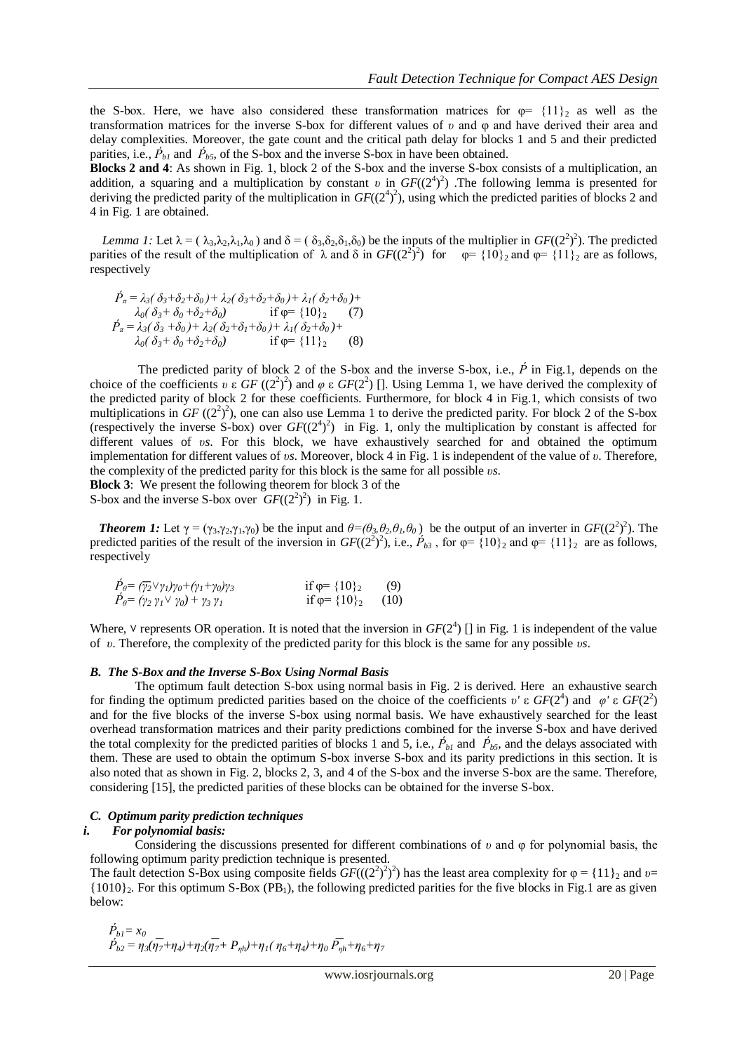the S-box. Here, we have also considered these transformation matrices for $\varphi = \{11\}_2$ as well as the transformation matrices for the inverse S-box for different values of $\upsilon$ and $\varphi$ and have derived their area and delay complexities. Moreover, the gate count and the critical path delay for blocks 1 and 5 and their predicted parities, i.e., $\acute{P}_{b1}$ and $\acute{P}_{b5}$, of the S-box and the inverse S-box in have been obtained.

**Blocks 2 and 4**: As shown in Fig. 1, block 2 of the S-box and the inverse S-box consists of a multiplication, an addition, a squaring and a multiplication by constant $\upsilon$ in $GF((2^4)^2)$ .The following lemma is presented for deriving the predicted parity of the multiplication in $GF((2^4)^2)$, using which the predicted parities of blocks 2 and 4 in Fig. 1 are obtained.

*Lemma 1:* Let $\lambda = (\lambda_3,\lambda_2,\lambda_1,\lambda_0)$ and $\delta = (\delta_3,\delta_2,\delta_1,\delta_0)$ be the inputs of the multiplier in $GF((2^2)^2)$. The predicted parities of the result of the multiplication of $\lambda$ and $\delta$ in $GF((2^2)^2)$ for $\varphi = \{10\}_2$ and $\varphi = \{11\}_2$ are as follows, respectively

$$\acute{P}_\pi = \lambda_3(\delta_3+\delta_2+\delta_0) + \lambda_2(\delta_3+\delta_2+\delta_0) + \lambda_1(\delta_2+\delta_0) + \lambda_0(\delta_3+\delta_0+\delta_2+\delta_0) \quad \text{if } \varphi = \{10\}_2 \quad (7)$$

$$\acute{P}_\pi = \lambda_3(\delta_3+\delta_0) + \lambda_2(\delta_2+\delta_1+\delta_0) + \lambda_1(\delta_2+\delta_0) + \lambda_0(\delta_3+\delta_0+\delta_2+\delta_0) \quad \text{if } \varphi = \{11\}_2 \quad (8)$$

The predicted parity of block 2 of the S-box and the inverse S-box, i.e., $\acute{P}$ in Fig.1, depends on the choice of the coefficients $\upsilon \in GF((2^2)^2)$ and $\varphi \in GF(2^2)$ []. Using Lemma 1, we have derived the complexity of the predicted parity of block 2 for these coefficients. Furthermore, for block 4 in Fig.1, which consists of two multiplications in $GF((2^2)^2)$, one can also use Lemma 1 to derive the predicted parity. For block 2 of the S-box (respectively the inverse S-box) over $GF((2^4)^2)$ in Fig. 1, only the multiplication by constant is affected for different values of $\upsilon$s. For this block, we have exhaustively searched for and obtained the optimum implementation for different values of $\upsilon$s. Moreover, block 4 in Fig. 1 is independent of the value of $\upsilon$. Therefore, the complexity of the predicted parity for this block is the same for all possible $\upsilon$s.

**Block 3**: We present the following theorem for block 3 of the S-box and the inverse S-box over $GF((2^2)^2)$ in Fig. 1.

***Theorem 1:*** Let $\gamma = (\gamma_3,\gamma_2,\gamma_1,\gamma_0)$ be the input and $\theta = (\theta_3,\theta_2,\theta_1,\theta_0)$ be the output of an inverter in $GF((2^2)^2)$. The predicted parities of the result of the inversion in $GF((2^2)^2)$, i.e., $\acute{P}_{b3}$, for $\varphi = \{10\}_2$ and $\varphi = \{11\}_2$ are as follows, respectively

$$\acute{P}_\theta = (\overline{\gamma_2} \vee \gamma_1)\gamma_0 + (\gamma_1+\gamma_0)\gamma_3 \quad \text{if } \varphi = \{10\}_2 \quad (9)$$

$$\acute{P}_\theta = (\gamma_2\,\gamma_1 \vee \gamma_0) + \gamma_3\,\gamma_1 \quad \text{if } \varphi = \{10\}_2 \quad (10)$$

Where, $\vee$ represents OR operation. It is noted that the inversion in $GF(2^4)$ [] in Fig. 1 is independent of the value of $\upsilon$. Therefore, the complexity of the predicted parity for this block is the same for any possible $\upsilon$s.

### *B. The S-Box and the Inverse S-Box Using Normal Basis*

The optimum fault detection S-box using normal basis in Fig. 2 is derived. Here an exhaustive search for finding the optimum predicted parities based on the choice of the coefficients $\upsilon' \in GF(2^4)$ and $\varphi' \in GF(2^2)$ and for the five blocks of the inverse S-box using normal basis. We have exhaustively searched for the least overhead transformation matrices and their parity predictions combined for the inverse S-box and have derived the total complexity for the predicted parities of blocks 1 and 5, i.e., $\acute{P}_{b1}$ and $\acute{P}_{b5}$, and the delays associated with them. These are used to obtain the optimum S-box inverse S-box and its parity predictions in this section. It is also noted that as shown in Fig. 2, blocks 2, 3, and 4 of the S-box and the inverse S-box are the same. Therefore, considering [15], the predicted parities of these blocks can be obtained for the inverse S-box.

### *C. Optimum parity prediction techniques*

#### *i. For polynomial basis:*

Considering the discussions presented for different combinations of $\upsilon$ and $\varphi$ for polynomial basis, the following optimum parity prediction technique is presented.

The fault detection S-Box using composite fields $GF(((2^2)^2)^2)$ has the least area complexity for $\varphi = \{11\}_2$ and $\upsilon = \{1010\}_2$. For this optimum S-Box ($PB_1$), the following predicted parities for the five blocks in Fig.1 are as given below:

$$\acute{P}_{b1} = x_0$$

$$\acute{P}_{b2} = \eta_3(\overline{\eta_7}+\eta_4) + \eta_2(\overline{\eta_7}+P_{\eta h}) + \eta_1(\eta_6+\eta_4) + \eta_0\,\overline{P_{\eta h}} + \eta_6 + \eta_7$$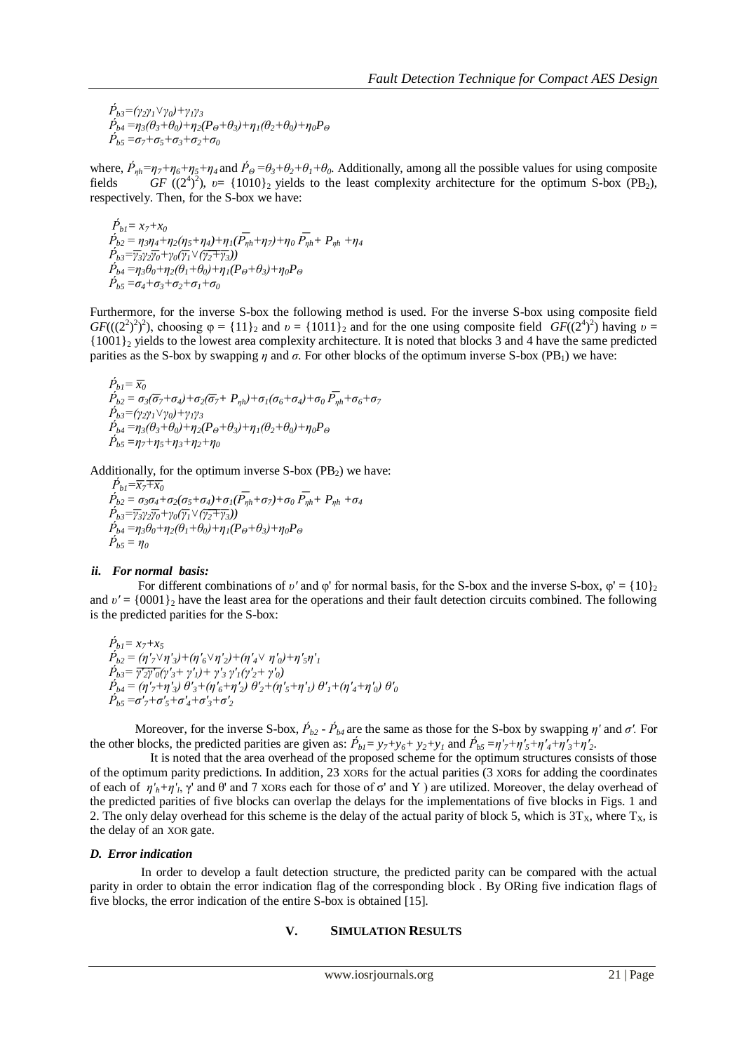$\acute{P}_{b3}=(\gamma_2\gamma_1 \vee \gamma_0)+\gamma_1\gamma_3$

$\acute{P}_{b4}=\eta_3(\theta_3+\theta_0)+\eta_2(P_\Theta+\theta_3)+\eta_1(\theta_2+\theta_0)+\eta_0 P_\Theta$

$\acute{P}_{b5}=\sigma_7+\sigma_5+\sigma_3+\sigma_2+\sigma_0$

where, $\acute{P}_{\eta h}=\eta_7+\eta_6+\eta_5+\eta_4$ and $\acute{P}_\Theta=\theta_3+\theta_2+\theta_1+\theta_0$. Additionally, among all the possible values for using composite fields $GF((2^4)^2)$, $\upsilon=\{1010\}_2$ yields to the least complexity architecture for the optimum S-box (PB$_2$), respectively. Then, for the S-box we have:

$\acute{P}_{b1}=x_7+x_0$

$\acute{P}_{b2}=\eta_3\eta_4+\eta_2(\eta_5+\eta_4)+\eta_1(\overline{P_{\eta h}}+\eta_7)+\eta_0\overline{P_{\eta h}}+P_{\eta h}+\eta_4$

$\acute{P}_{b3}=\overline{\gamma_3}\gamma_2\overline{\gamma_0}+\gamma_0(\overline{\gamma_1}\vee\overline{(\gamma_2+\gamma_3)})$

$\acute{P}_{b4}=\eta_3\theta_0+\eta_2(\theta_1+\theta_0)+\eta_1(P_\Theta+\theta_3)+\eta_0 P_\Theta$

$\acute{P}_{b5}=\sigma_4+\sigma_3+\sigma_2+\sigma_1+\sigma_0$

Furthermore, for the inverse S-box the following method is used. For the inverse S-box using composite field $GF(((2^2)^2)^2)$, choosing $\varphi=\{11\}_2$ and $\upsilon=\{1011\}_2$ and for the one using composite field $GF((2^4)^2)$ having $\upsilon=\{1001\}_2$ yields to the lowest area complexity architecture. It is noted that blocks 3 and 4 have the same predicted parities as the S-box by swapping $\eta$ and $\sigma$. For other blocks of the optimum inverse S-box (PB$_1$) we have:

$\acute{P}_{b1}=\overline{x_0}$

$\acute{P}_{b2}=\sigma_3(\overline{\sigma_7}+\sigma_4)+\sigma_2(\overline{\sigma_7}+P_{\eta h})+\sigma_1(\sigma_6+\sigma_4)+\sigma_0\overline{P_{\eta h}}+\sigma_6+\sigma_7$

$\acute{P}_{b3}=(\gamma_2\gamma_1\vee\gamma_0)+\gamma_1\gamma_3$

$\acute{P}_{b4}=\eta_3(\theta_3+\theta_0)+\eta_2(P_\Theta+\theta_3)+\eta_1(\theta_2+\theta_0)+\eta_0 P_\Theta$

$\acute{P}_{b5}=\eta_7+\eta_5+\eta_3+\eta_2+\eta_0$

Additionally, for the optimum inverse S-box (PB$_2$) we have:

$\acute{P}_{b1}=\overline{x_7+x_0}$

$\acute{P}_{b2}=\sigma_3\sigma_4+\sigma_2(\sigma_5+\sigma_4)+\sigma_1(\overline{P_{\eta h}}+\sigma_7)+\sigma_0\overline{P_{\eta h}}+P_{\eta h}+\sigma_4$

$\acute{P}_{b3}=\overline{\gamma_3}\gamma_2\overline{\gamma_0}+\gamma_0(\overline{\gamma_1}\vee\overline{(\gamma_2+\gamma_3)})$

$\acute{P}_{b4}=\eta_3\theta_0+\eta_2(\theta_1+\theta_0)+\eta_1(P_\Theta+\theta_3)+\eta_0 P_\Theta$

$\acute{P}_{b5}=\eta_0$

#### *ii. For normal basis:*

For different combinations of $\upsilon'$ and φ' for normal basis, for the S-box and the inverse S-box, $\varphi'=\{10\}_2$ and $\upsilon'=\{0001\}_2$ have the least area for the operations and their fault detection circuits combined. The following is the predicted parities for the S-box:

$\acute{P}_{b1}=x_7+x_5$

$\acute{P}_{b2}=(\eta'_7\vee\eta'_3)+(\eta'_6\vee\eta'_2)+(\eta'_4\vee\eta'_0)+\eta'_5\eta'_1$

$\acute{P}_{b3}=\overline{\gamma'_2\gamma'_0}(\gamma'_3+\gamma'_1)+\gamma'_3\gamma'_1(\gamma'_2+\gamma'_0)$

$\acute{P}_{b4}=(\eta'_7+\eta'_3)\,\theta'_3+(\eta'_6+\eta'_2)\,\theta'_2+(\eta'_5+\eta'_1)\,\theta'_1+(\eta'_4+\eta'_0)\,\theta'_0$

$\acute{P}_{b5}=\sigma'_7+\sigma'_5+\sigma'_4+\sigma'_3+\sigma'_2$

Moreover, for the inverse S-box, $\acute{P}_{b2}$ - $\acute{P}_{b4}$ are the same as those for the S-box by swapping $\eta'$ and $\sigma'$. For the other blocks, the predicted parities are given as: $\acute{P}_{b1}=y_7+y_6+y_2+y_1$ and $\acute{P}_{b5}=\eta'_7+\eta'_5+\eta'_4+\eta'_3+\eta'_2$.

It is noted that the area overhead of the proposed scheme for the optimum structures consists of those of the optimum parity predictions. In addition, 23 XORs for the actual parities (3 XORs for adding the coordinates of each of $\eta'_h+\eta'_l$, γ' and θ' and 7 XORs each for those of σ' and Y ) are utilized. Moreover, the delay overhead of the predicted parities of five blocks can overlap the delays for the implementations of five blocks in Figs. 1 and 2. The only delay overhead for this scheme is the delay of the actual parity of block 5, which is $3T_X$, where $T_X$, is the delay of an XOR gate.

### *D. Error indication*

In order to develop a fault detection structure, the predicted parity can be compared with the actual parity in order to obtain the error indication flag of the corresponding block . By ORing five indication flags of five blocks, the error indication of the entire S-box is obtained [15].

## V. SIMULATION RESULTS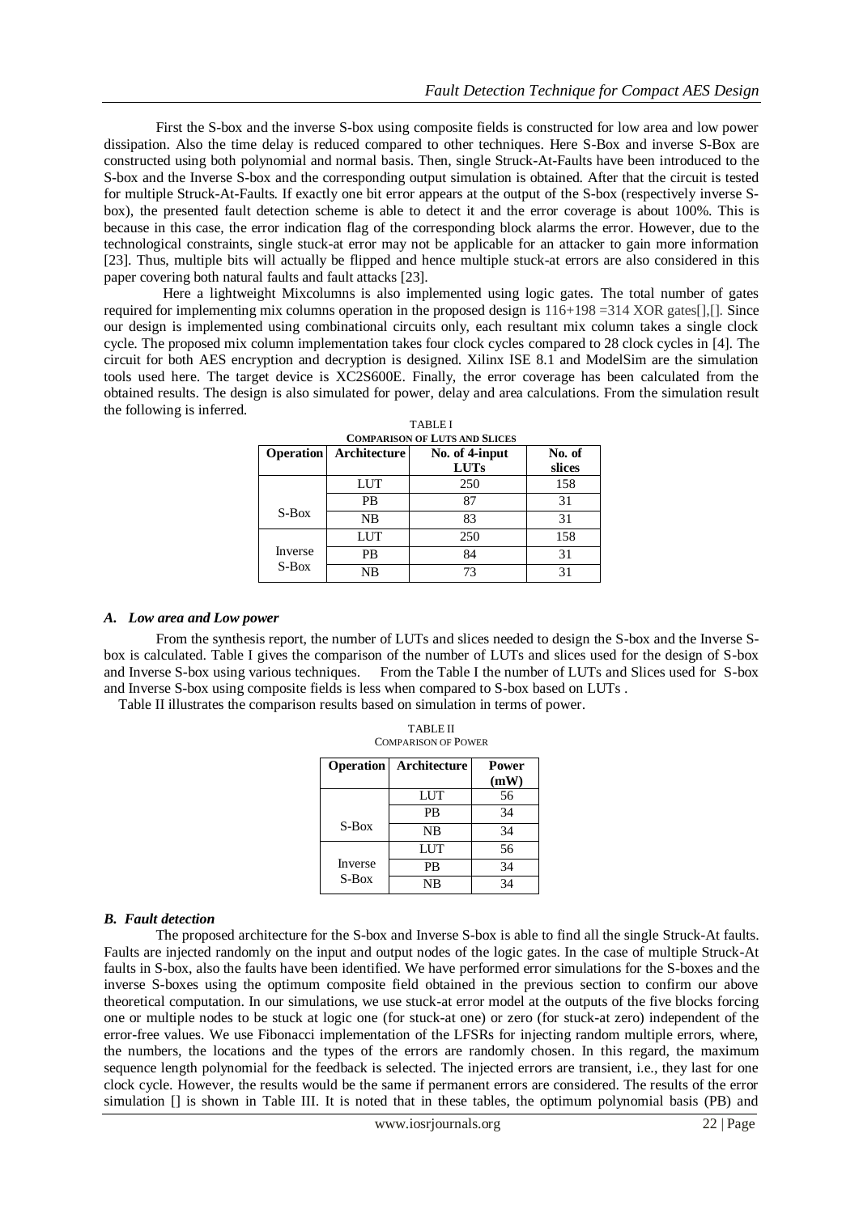First the S-box and the inverse S-box using composite fields is constructed for low area and low power dissipation. Also the time delay is reduced compared to other techniques. Here S-Box and inverse S-Box are constructed using both polynomial and normal basis. Then, single Struck-At-Faults have been introduced to the S-box and the Inverse S-box and the corresponding output simulation is obtained. After that the circuit is tested for multiple Struck-At-Faults. If exactly one bit error appears at the output of the S-box (respectively inverse S-box), the presented fault detection scheme is able to detect it and the error coverage is about 100%. This is because in this case, the error indication flag of the corresponding block alarms the error. However, due to the technological constraints, single stuck-at error may not be applicable for an attacker to gain more information [23]. Thus, multiple bits will actually be flipped and hence multiple stuck-at errors are also considered in this paper covering both natural faults and fault attacks [23].

Here a lightweight Mixcolumns is also implemented using logic gates. The total number of gates required for implementing mix columns operation in the proposed design is 116+198 =314 XOR gates[],[]. Since our design is implemented using combinational circuits only, each resultant mix column takes a single clock cycle. The proposed mix column implementation takes four clock cycles compared to 28 clock cycles in [4]. The circuit for both AES encryption and decryption is designed. Xilinx ISE 8.1 and ModelSim are the simulation tools used here. The target device is XC2S600E. Finally, the error coverage has been calculated from the obtained results. The design is also simulated for power, delay and area calculations. From the simulation result the following is inferred.

TABLE I
COMPARISON OF LUTS AND SLICES

| Operation | Architecture | No. of 4-input LUTs | No. of slices |
|---|---|---|---|
| S-Box | LUT | 250 | 158 |
| | PB | 87 | 31 |
| | NB | 83 | 31 |
| Inverse S-Box | LUT | 250 | 158 |
| | PB | 84 | 31 |
| | NB | 73 | 31 |

### *A. Low area and Low power*

From the synthesis report, the number of LUTs and slices needed to design the S-box and the Inverse S-box is calculated. Table I gives the comparison of the number of LUTs and slices used for the design of S-box and Inverse S-box using various techniques. From the Table I the number of LUTs and Slices used for S-box and Inverse S-box using composite fields is less when compared to S-box based on LUTs .

Table II illustrates the comparison results based on simulation in terms of power.

TABLE II
COMPARISON OF POWER

| Operation | Architecture | Power (mW) |
|---|---|---|
| S-Box | LUT | 56 |
| | PB | 34 |
| | NB | 34 |
| Inverse S-Box | LUT | 56 |
| | PB | 34 |
| | NB | 34 |

### *B. Fault detection*

The proposed architecture for the S-box and Inverse S-box is able to find all the single Struck-At faults. Faults are injected randomly on the input and output nodes of the logic gates. In the case of multiple Struck-At faults in S-box, also the faults have been identified. We have performed error simulations for the S-boxes and the inverse S-boxes using the optimum composite field obtained in the previous section to confirm our above theoretical computation. In our simulations, we use stuck-at error model at the outputs of the five blocks forcing one or multiple nodes to be stuck at logic one (for stuck-at one) or zero (for stuck-at zero) independent of the error-free values. We use Fibonacci implementation of the LFSRs for injecting random multiple errors, where, the numbers, the locations and the types of the errors are randomly chosen. In this regard, the maximum sequence length polynomial for the feedback is selected. The injected errors are transient, i.e., they last for one clock cycle. However, the results would be the same if permanent errors are considered. The results of the error simulation [] is shown in Table III. It is noted that in these tables, the optimum polynomial basis (PB) and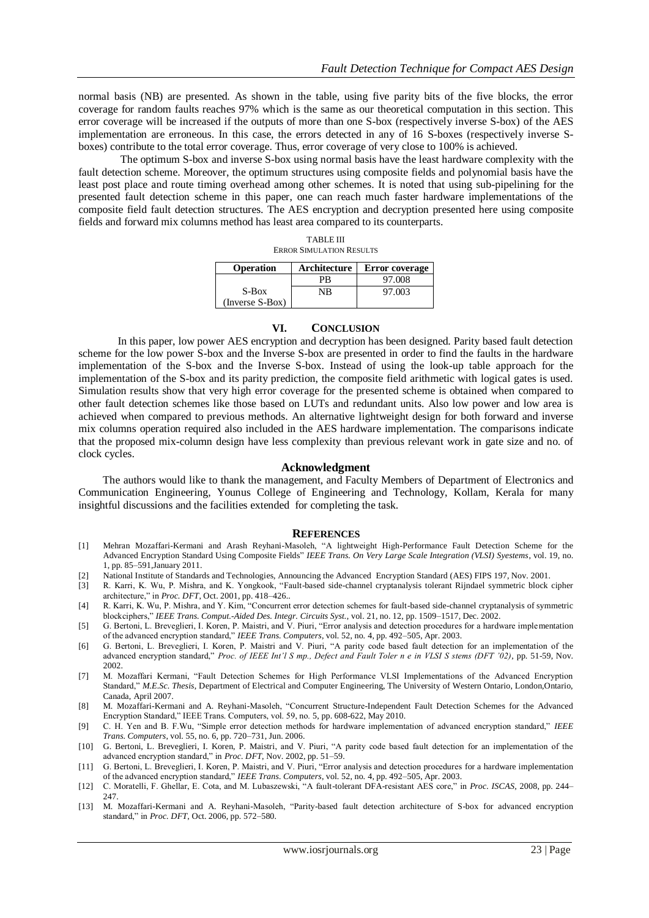normal basis (NB) are presented. As shown in the table, using five parity bits of the five blocks, the error coverage for random faults reaches 97% which is the same as our theoretical computation in this section. This error coverage will be increased if the outputs of more than one S-box (respectively inverse S-box) of the AES implementation are erroneous. In this case, the errors detected in any of 16 S-boxes (respectively inverse S-boxes) contribute to the total error coverage. Thus, error coverage of very close to 100% is achieved.

The optimum S-box and inverse S-box using normal basis have the least hardware complexity with the fault detection scheme. Moreover, the optimum structures using composite fields and polynomial basis have the least post place and route timing overhead among other schemes. It is noted that using sub-pipelining for the presented fault detection scheme in this paper, one can reach much faster hardware implementations of the composite field fault detection structures. The AES encryption and decryption presented here using composite fields and forward mix columns method has least area compared to its counterparts.

TABLE III
ERROR SIMULATION RESULTS

| Operation | Architecture | Error coverage |
|---|---|---|
| S-Box (Inverse S-Box) | PB | 97.008 |
| | NB | 97.003 |

## VI. CONCLUSION

In this paper, low power AES encryption and decryption has been designed. Parity based fault detection scheme for the low power S-box and the Inverse S-box are presented in order to find the faults in the hardware implementation of the S-box and the Inverse S-box. Instead of using the look-up table approach for the implementation of the S-box and its parity prediction, the composite field arithmetic with logical gates is used. Simulation results show that very high error coverage for the presented scheme is obtained when compared to other fault detection schemes like those based on LUTs and redundant units. Also low power and low area is achieved when compared to previous methods. An alternative lightweight design for both forward and inverse mix columns operation required also included in the AES hardware implementation. The comparisons indicate that the proposed mix-column design have less complexity than previous relevant work in gate size and no. of clock cycles.

## Acknowledgment

The authors would like to thank the management, and Faculty Members of Department of Electronics and Communication Engineering, Younus College of Engineering and Technology, Kollam, Kerala for many insightful discussions and the facilities extended for completing the task.

## REFERENCES

[1] Mehran Mozaffari-Kermani and Arash Reyhani-Masoleh, "A lightweight High-Performance Fault Detection Scheme for the Advanced Encryption Standard Using Composite Fields" *IEEE Trans. On Very Large Scale Integration (VLSI) Syestems*, vol. 19, no. 1, pp. 85–591,January 2011.

[2] National Institute of Standards and Technologies, Announcing the Advanced Encryption Standard (AES) FIPS 197, Nov. 2001.

[3] R. Karri, K. Wu, P. Mishra, and K. Yongkook, "Fault-based side-channel cryptanalysis tolerant Rijndael symmetric block cipher architecture," in *Proc. DFT*, Oct. 2001, pp. 418–426..

[4] R. Karri, K. Wu, P. Mishra, and Y. Kim, "Concurrent error detection schemes for fault-based side-channel cryptanalysis of symmetric blockciphers," *IEEE Trans. Comput.-Aided Des. Integr. Circuits Syst.*, vol. 21, no. 12, pp. 1509–1517, Dec. 2002.

[5] G. Bertoni, L. Breveglieri, I. Koren, P. Maistri, and V. Piuri, "Error analysis and detection procedures for a hardware implementation of the advanced encryption standard," *IEEE Trans. Computers*, vol. 52, no. 4, pp. 492–505, Apr. 2003.

[6] G. Bertoni, L. Breveglieri, I. Koren, P. Maistri and V. Piuri, "A parity code based fault detection for an implementation of the advanced encryption standard," *Proc. of IEEE Int'l S mp., Defect and Fault Toler n e in VLSI S stems (DFT '02)*, pp. 51-59, Nov. 2002.

[7] M. Mozaffari Kermani, "Fault Detection Schemes for High Performance VLSI Implementations of the Advanced Encryption Standard," *M.E.Sc. Thesis*, Department of Electrical and Computer Engineering, The University of Western Ontario, London,Ontario, Canada, April 2007.

[8] M. Mozaffari-Kermani and A. Reyhani-Masoleh, "Concurrent Structure-Independent Fault Detection Schemes for the Advanced Encryption Standard," IEEE Trans. Computers, vol. 59, no. 5, pp. 608-622, May 2010.

[9] C. H. Yen and B. F.Wu, "Simple error detection methods for hardware implementation of advanced encryption standard," *IEEE Trans. Computers*, vol. 55, no. 6, pp. 720–731, Jun. 2006.

[10] G. Bertoni, L. Breveglieri, I. Koren, P. Maistri, and V. Piuri, "A parity code based fault detection for an implementation of the advanced encryption standard," in *Proc. DFT*, Nov. 2002, pp. 51–59.

[11] G. Bertoni, L. Breveglieri, I. Koren, P. Maistri, and V. Piuri, "Error analysis and detection procedures for a hardware implementation of the advanced encryption standard," *IEEE Trans. Computers*, vol. 52, no. 4, pp. 492–505, Apr. 2003.

[12] C. Moratelli, F. Ghellar, E. Cota, and M. Lubaszewski, "A fault-tolerant DFA-resistant AES core," in *Proc. ISCAS*, 2008, pp. 244–247.

[13] M. Mozaffari-Kermani and A. Reyhani-Masoleh, "Parity-based fault detection architecture of S-box for advanced encryption standard," in *Proc. DFT*, Oct. 2006, pp. 572–580.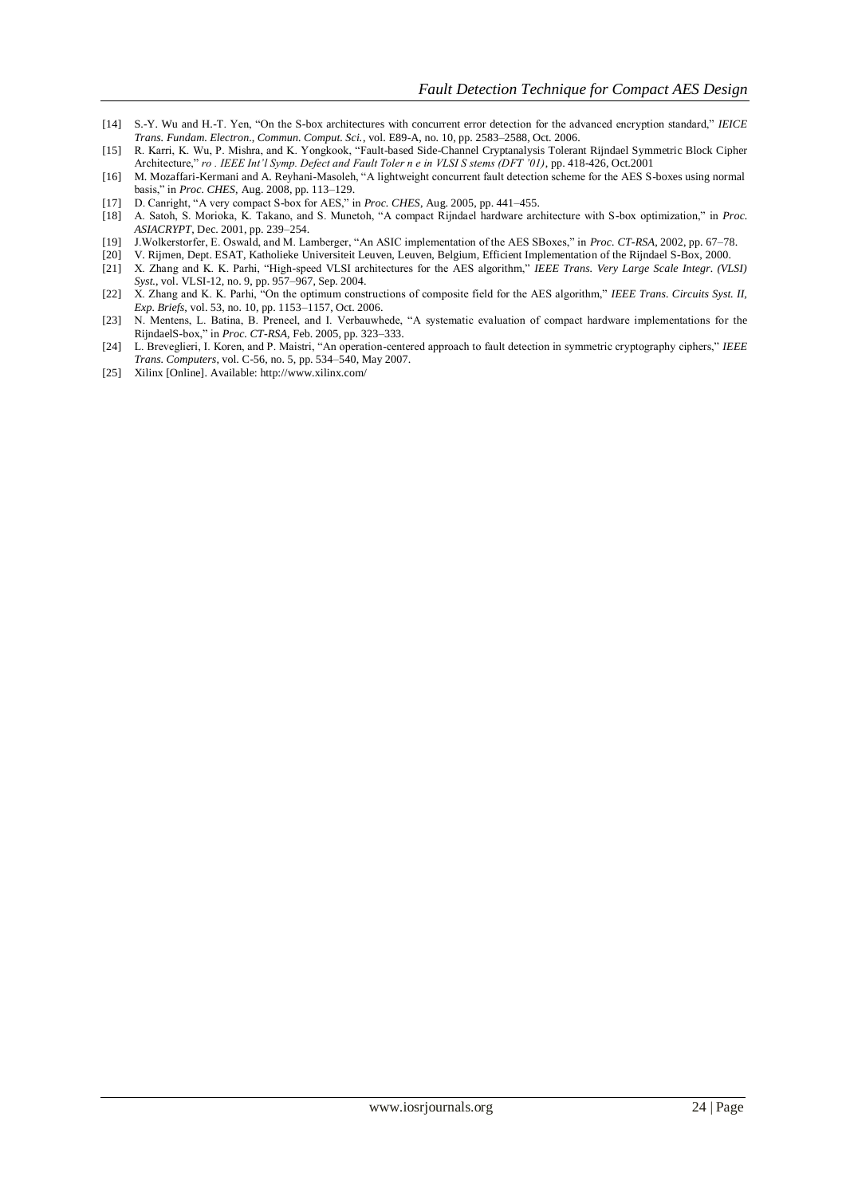[14] S.-Y. Wu and H.-T. Yen, "On the S-box architectures with concurrent error detection for the advanced encryption standard," *IEICE Trans. Fundam. Electron., Commun. Comput. Sci.*, vol. E89-A, no. 10, pp. 2583–2588, Oct. 2006.

[15] R. Karri, K. Wu, P. Mishra, and K. Yongkook, "Fault-based Side-Channel Cryptanalysis Tolerant Rijndael Symmetric Block Cipher Architecture," *ro . IEEE Int'l Symp. Defect and Fault Toler n e in VLSI S stems (DFT '01)*, pp. 418-426, Oct.2001

[16] M. Mozaffari-Kermani and A. Reyhani-Masoleh, "A lightweight concurrent fault detection scheme for the AES S-boxes using normal basis," in *Proc. CHES*, Aug. 2008, pp. 113–129.

[17] D. Canright, "A very compact S-box for AES," in *Proc. CHES*, Aug. 2005, pp. 441–455.

[18] A. Satoh, S. Morioka, K. Takano, and S. Munetoh, "A compact Rijndael hardware architecture with S-box optimization," in *Proc. ASIACRYPT*, Dec. 2001, pp. 239–254.

[19] J.Wolkerstorfer, E. Oswald, and M. Lamberger, "An ASIC implementation of the AES SBoxes," in *Proc. CT-RSA*, 2002, pp. 67–78.

[20] V. Rijmen, Dept. ESAT, Katholieke Universiteit Leuven, Leuven, Belgium, Efficient Implementation of the Rijndael S-Box, 2000.

[21] X. Zhang and K. K. Parhi, "High-speed VLSI architectures for the AES algorithm," *IEEE Trans. Very Large Scale Integr. (VLSI) Syst.*, vol. VLSI-12, no. 9, pp. 957–967, Sep. 2004.

[22] X. Zhang and K. K. Parhi, "On the optimum constructions of composite field for the AES algorithm," *IEEE Trans. Circuits Syst. II, Exp. Briefs*, vol. 53, no. 10, pp. 1153–1157, Oct. 2006.

[23] N. Mentens, L. Batina, B. Preneel, and I. Verbauwhede, "A systematic evaluation of compact hardware implementations for the RijndaelS-box," in *Proc. CT-RSA*, Feb. 2005, pp. 323–333.

[24] L. Breveglieri, I. Koren, and P. Maistri, "An operation-centered approach to fault detection in symmetric cryptography ciphers," *IEEE Trans. Computers*, vol. C-56, no. 5, pp. 534–540, May 2007.

[25] Xilinx [Online]. Available: http://www.xilinx.com/